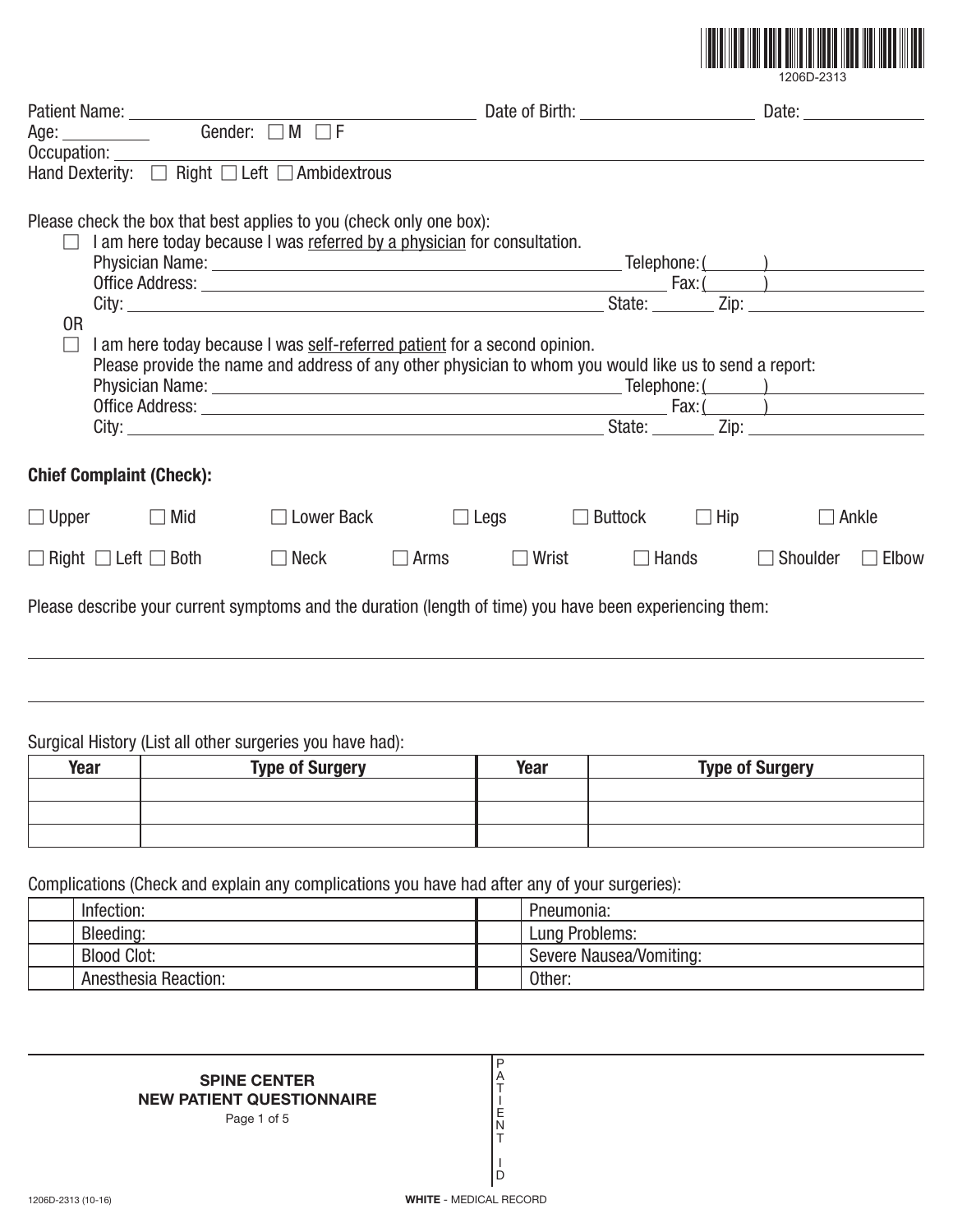1206D-2313

Patient Name: ______________________ Date of Birth: ______________ Date: __________

Age: ________ Gender: ☐ M ☐ F

Occupation: ____________________________________________

Hand Dexterity: ☐ Right ☐ Left ☐ Ambidextrous

Please check the box that best applies to you (check only one box):

☐ I am here today because I was referred by a physician for consultation.

Physician Name: ______________________ Telephone: (      ) __________

Office Address: ______________________ Fax: (      ) __________

City: ______________________ State: ______ Zip: __________

OR

☐ I am here today because I was self-referred patient for a second opinion.

Please provide the name and address of any other physician to whom you would like us to send a report:

Physician Name: ______________________ Telephone: (      ) __________

Office Address: ______________________ Fax: (      ) __________

City: ______________________ State: ______ Zip: __________

**Chief Complaint (Check):**

☐ Upper ☐ Mid ☐ Lower Back ☐ Legs ☐ Buttock ☐ Hip ☐ Ankle

☐ Right ☐ Left ☐ Both ☐ Neck ☐ Arms ☐ Wrist ☐ Hands ☐ Shoulder ☐ Elbow

Please describe your current symptoms and the duration (length of time) you have been experiencing them:

______________________________________________________________

______________________________________________________________

Surgical History (List all other surgeries you have had):

| Year | Type of Surgery | Year | Type of Surgery |
|---|---|---|---|
| | | | |
| | | | |
| | | | |

Complications (Check and explain any complications you have had after any of your surgeries):

| | | | |
|---|---|---|---|
| | Infection: | | Pneumonia: |
| | Bleeding: | | Lung Problems: |
| | Blood Clot: | | Severe Nausea/Vomiting: |
| | Anesthesia Reaction: | | Other: |

**SPINE CENTER**
**NEW PATIENT QUESTIONNAIRE**

PATIENT ID

1206D-2313 (10-16)

**WHITE** - MEDICAL RECORD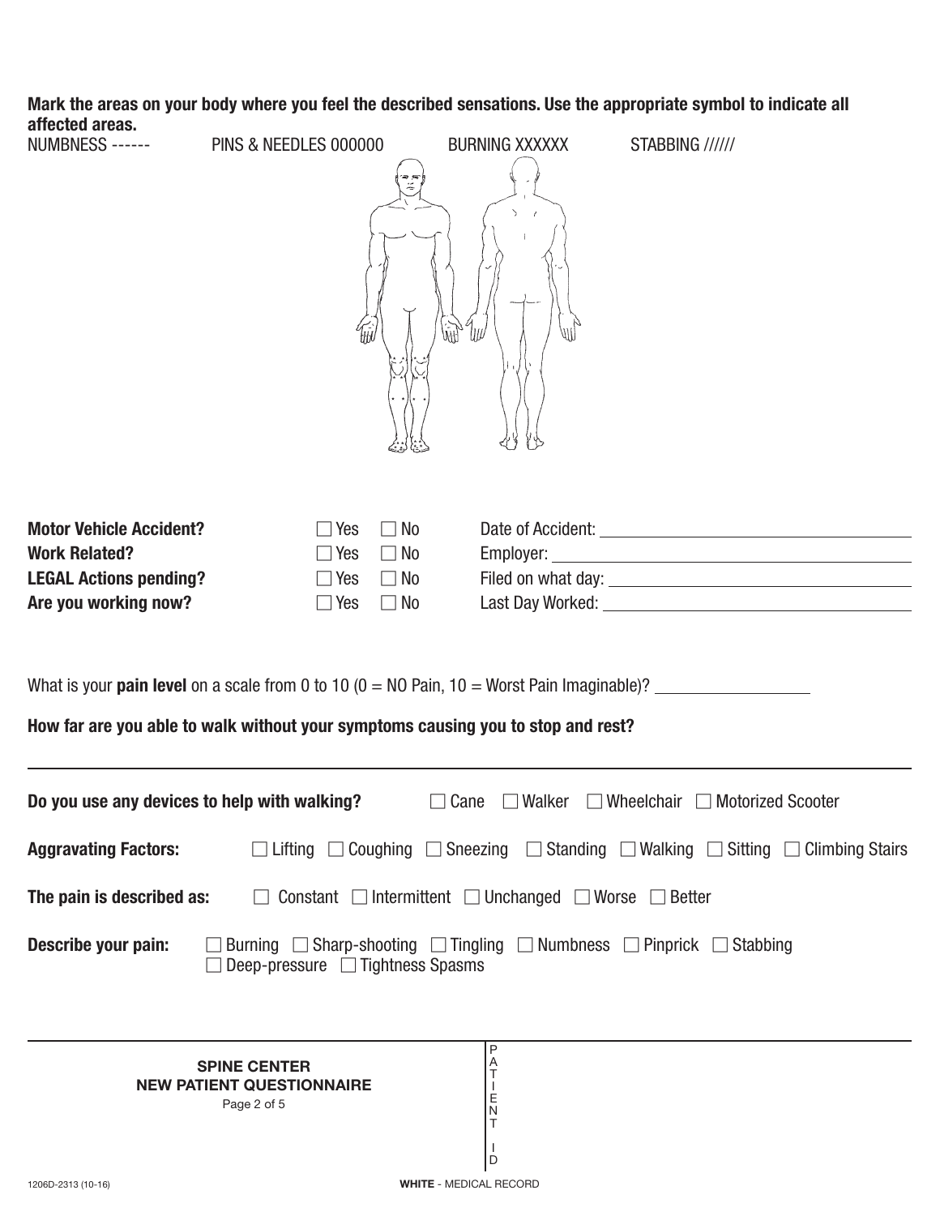**Mark the areas on your body where you feel the described sensations. Use the appropriate symbol to indicate all affected areas.**

NUMBNESS ------ PINS & NEEDLES 000000 BURNING XXXXXX STABBING //////

| | | | |
|---|---|---|---|
| **Motor Vehicle Accident?** | ☐ Yes | ☐ No | Date of Accident: ____________________ |
| **Work Related?** | ☐ Yes | ☐ No | Employer: ____________________ |
| **LEGAL Actions pending?** | ☐ Yes | ☐ No | Filed on what day: ____________________ |
| **Are you working now?** | ☐ Yes | ☐ No | Last Day Worked: ____________________ |

What is your **pain level** on a scale from 0 to 10 (0 = NO Pain, 10 = Worst Pain Imaginable)? ______________

**How far are you able to walk without your symptoms causing you to stop and rest?**

---

**Do you use any devices to help with walking?** ☐ Cane ☐ Walker ☐ Wheelchair ☐ Motorized Scooter

**Aggravating Factors:** ☐ Lifting ☐ Coughing ☐ Sneezing ☐ Standing ☐ Walking ☐ Sitting ☐ Climbing Stairs

**The pain is described as:** ☐ Constant ☐ Intermittent ☐ Unchanged ☐ Worse ☐ Better

**Describe your pain:** ☐ Burning ☐ Sharp-shooting ☐ Tingling ☐ Numbness ☐ Pinprick ☐ Stabbing ☐ Deep-pressure ☐ Tightness Spasms

---

**SPINE CENTER**
**NEW PATIENT QUESTIONNAIRE**

PATIENT ID

1206D-2313 (10-16)

**WHITE** - MEDICAL RECORD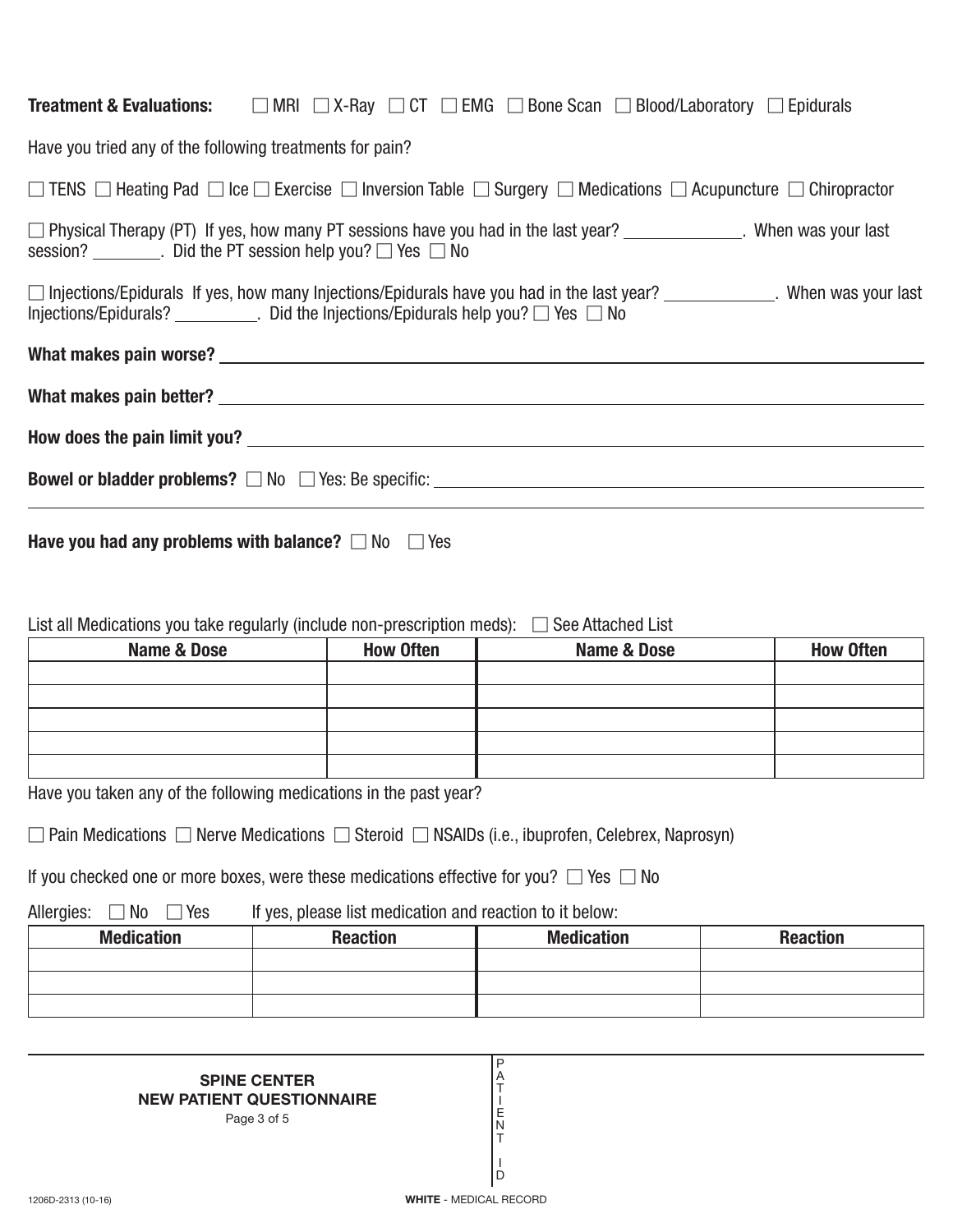**Treatment & Evaluations:** ☐ MRI ☐ X-Ray ☐ CT ☐ EMG ☐ Bone Scan ☐ Blood/Laboratory ☐ Epidurals

Have you tried any of the following treatments for pain?

☐ TENS ☐ Heating Pad ☐ Ice ☐ Exercise ☐ Inversion Table ☐ Surgery ☐ Medications ☐ Acupuncture ☐ Chiropractor

☐ Physical Therapy (PT) If yes, how many PT sessions have you had in the last year? ______________. When was your last session? ________. Did the PT session help you? ☐ Yes ☐ No

☐ Injections/Epidurals If yes, how many Injections/Epidurals have you had in the last year? ____________. When was your last Injections/Epidurals? __________. Did the Injections/Epidurals help you? ☐ Yes ☐ No

**What makes pain worse?** ______________________________________________________________________

**What makes pain better?** ______________________________________________________________________

**How does the pain limit you?** ______________________________________________________________________

**Bowel or bladder problems?** ☐ No ☐ Yes: Be specific: ______________________________________________

______________________________________________________________________________________________

**Have you had any problems with balance?** ☐ No ☐ Yes

List all Medications you take regularly (include non-prescription meds): ☐ See Attached List

| Name & Dose | How Often | Name & Dose | How Often |
|---|---|---|---|
| | | | |
| | | | |
| | | | |
| | | | |
| | | | |

Have you taken any of the following medications in the past year?

☐ Pain Medications ☐ Nerve Medications ☐ Steroid ☐ NSAIDs (i.e., ibuprofen, Celebrex, Naprosyn)

If you checked one or more boxes, were these medications effective for you? ☐ Yes ☐ No

Allergies: ☐ No ☐ Yes If yes, please list medication and reaction to it below:

| Medication | Reaction | Medication | Reaction |
|---|---|---|---|
| | | | |
| | | | |
| | | | |

**SPINE CENTER**
**NEW PATIENT QUESTIONNAIRE**

PATIENT ID

1206D-2313 (10-16)

**WHITE** - MEDICAL RECORD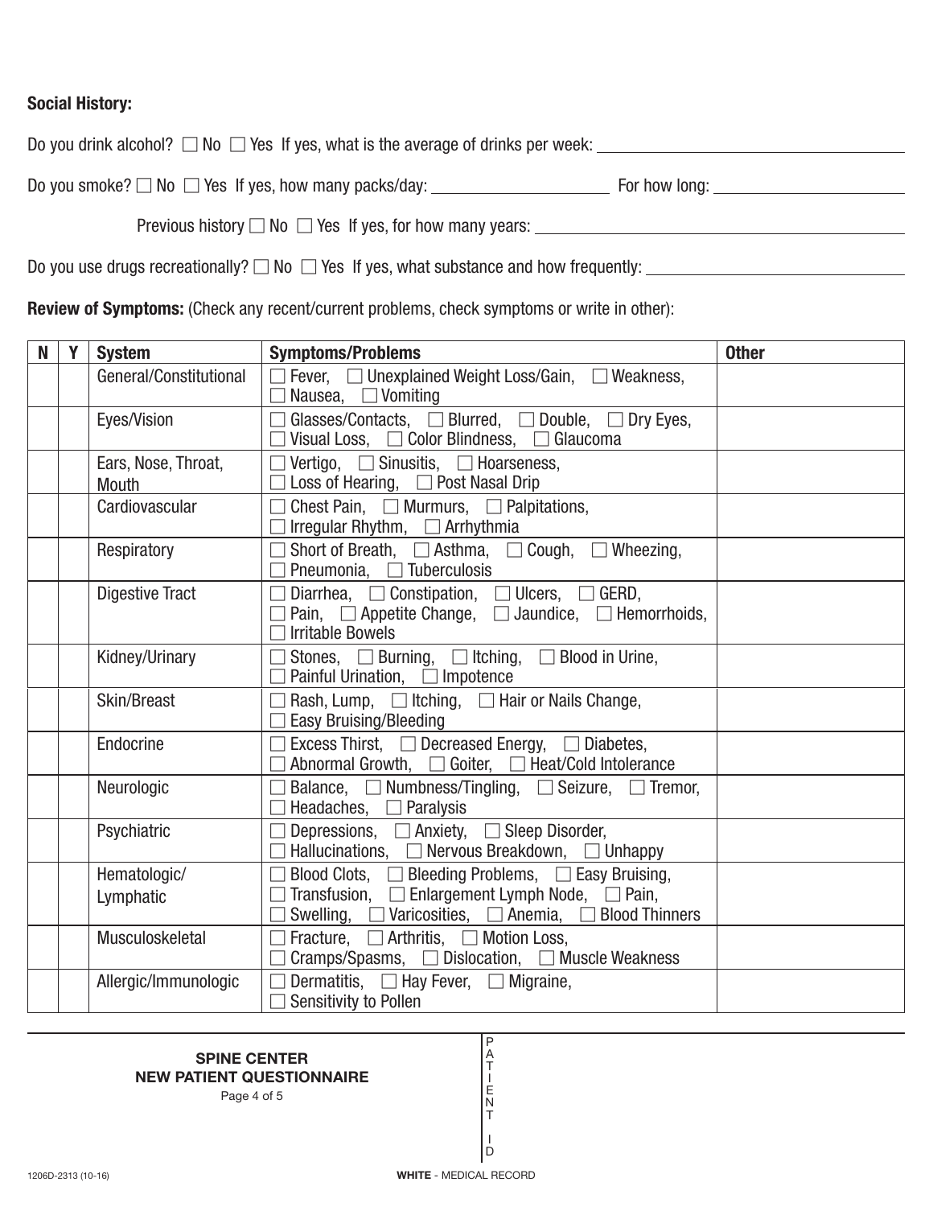**Social History:**

Do you drink alcohol? ☐ No ☐ Yes If yes, what is the average of drinks per week: ______________________

Do you smoke? ☐ No ☐ Yes If yes, how many packs/day: ______________ For how long: ______________

Previous history ☐ No ☐ Yes If yes, for how many years: ______________________

Do you use drugs recreationally? ☐ No ☐ Yes If yes, what substance and how frequently: ______________________

**Review of Symptoms:** (Check any recent/current problems, check symptoms or write in other):

| N | Y | System | Symptoms/Problems | Other |
|---|---|---|---|---|
| | | General/Constitutional | ☐ Fever, ☐ Unexplained Weight Loss/Gain, ☐ Weakness, ☐ Nausea, ☐ Vomiting | |
| | | Eyes/Vision | ☐ Glasses/Contacts, ☐ Blurred, ☐ Double, ☐ Dry Eyes, ☐ Visual Loss, ☐ Color Blindness, ☐ Glaucoma | |
| | | Ears, Nose, Throat, Mouth | ☐ Vertigo, ☐ Sinusitis, ☐ Hoarseness, ☐ Loss of Hearing, ☐ Post Nasal Drip | |
| | | Cardiovascular | ☐ Chest Pain, ☐ Murmurs, ☐ Palpitations, ☐ Irregular Rhythm, ☐ Arrhythmia | |
| | | Respiratory | ☐ Short of Breath, ☐ Asthma, ☐ Cough, ☐ Wheezing, ☐ Pneumonia, ☐ Tuberculosis | |
| | | Digestive Tract | ☐ Diarrhea, ☐ Constipation, ☐ Ulcers, ☐ GERD, ☐ Pain, ☐ Appetite Change, ☐ Jaundice, ☐ Hemorrhoids, ☐ Irritable Bowels | |
| | | Kidney/Urinary | ☐ Stones, ☐ Burning, ☐ Itching, ☐ Blood in Urine, ☐ Painful Urination, ☐ Impotence | |
| | | Skin/Breast | ☐ Rash, Lump, ☐ Itching, ☐ Hair or Nails Change, ☐ Easy Bruising/Bleeding | |
| | | Endocrine | ☐ Excess Thirst, ☐ Decreased Energy, ☐ Diabetes, ☐ Abnormal Growth, ☐ Goiter, ☐ Heat/Cold Intolerance | |
| | | Neurologic | ☐ Balance, ☐ Numbness/Tingling, ☐ Seizure, ☐ Tremor, ☐ Headaches, ☐ Paralysis | |
| | | Psychiatric | ☐ Depressions, ☐ Anxiety, ☐ Sleep Disorder, ☐ Hallucinations, ☐ Nervous Breakdown, ☐ Unhappy | |
| | | Hematologic/ Lymphatic | ☐ Blood Clots, ☐ Bleeding Problems, ☐ Easy Bruising, ☐ Transfusion, ☐ Enlargement Lymph Node, ☐ Pain, ☐ Swelling, ☐ Varicosities, ☐ Anemia, ☐ Blood Thinners | |
| | | Musculoskeletal | ☐ Fracture, ☐ Arthritis, ☐ Motion Loss, ☐ Cramps/Spasms, ☐ Dislocation, ☐ Muscle Weakness | |
| | | Allergic/Immunologic | ☐ Dermatitis, ☐ Hay Fever, ☐ Migraine, ☐ Sensitivity to Pollen | |

**SPINE CENTER**
**NEW PATIENT QUESTIONNAIRE**

PATIENT ID

1206D-2313 (10-16)

**WHITE** - MEDICAL RECORD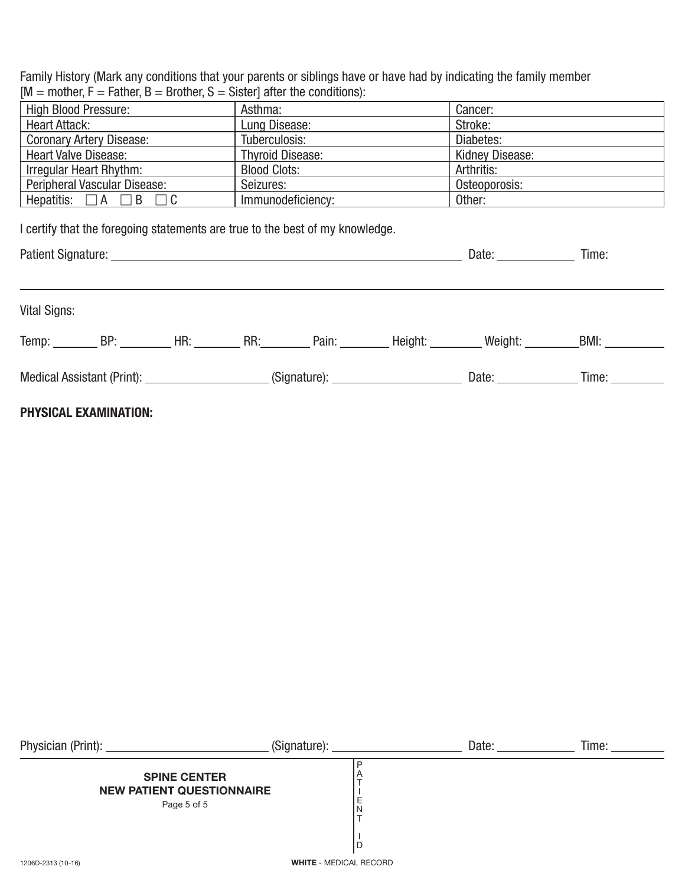Family History (Mark any conditions that your parents or siblings have or have had by indicating the family member [M = mother, F = Father, B = Brother, S = Sister] after the conditions):

| | | |
|---|---|---|
| High Blood Pressure: | Asthma: | Cancer: |
| Heart Attack: | Lung Disease: | Stroke: |
| Coronary Artery Disease: | Tuberculosis: | Diabetes: |
| Heart Valve Disease: | Thyroid Disease: | Kidney Disease: |
| Irregular Heart Rhythm: | Blood Clots: | Arthritis: |
| Peripheral Vascular Disease: | Seizures: | Osteoporosis: |
| Hepatitis: ☐ A ☐ B ☐ C | Immunodeficiency: | Other: |

I certify that the foregoing statements are true to the best of my knowledge.

Patient Signature: ______________________________ Date: __________ Time:

Vital Signs:

Temp: ______ BP: ______ HR: ______ RR: ______ Pain: ______ Height: ______ Weight: ______ BMI: ______

Medical Assistant (Print): ______________ (Signature): ______________ Date: __________ Time: ______

**PHYSICAL EXAMINATION:**

Physician (Print): ______________ (Signature): ______________ Date: __________ Time: ______

**SPINE CENTER**
**NEW PATIENT QUESTIONNAIRE**

PATIENT ID

1206D-2313 (10-16)

**WHITE** - MEDICAL RECORD